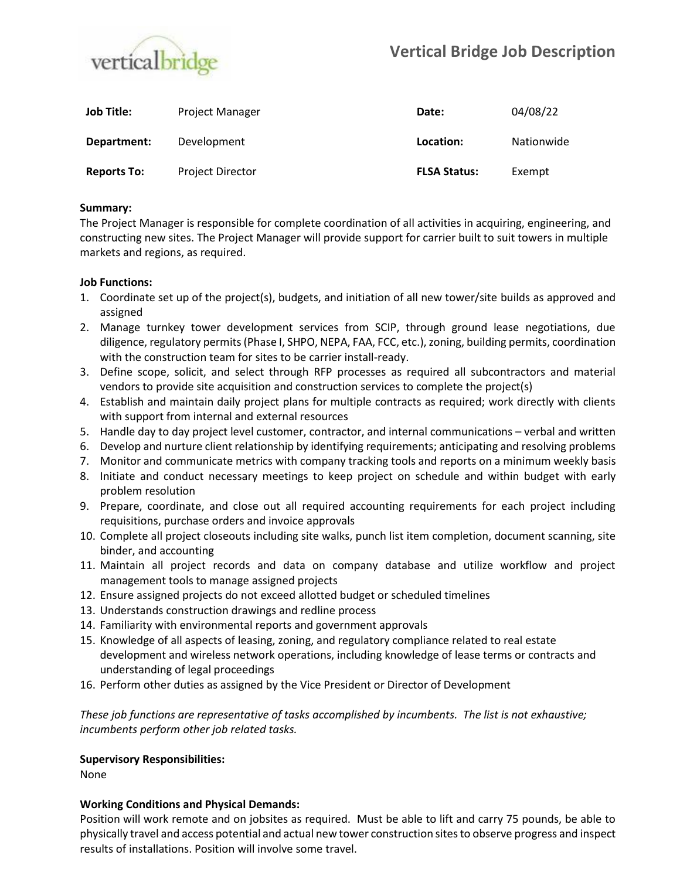# Vertical Bridge Job Description

| Job Title: | Project Manager | Date: | 04/08/22 |
|---|---|---|---|
| Department: | Development | Location: | Nationwide |
| Reports To: | Project Director | FLSA Status: | Exempt |

**Summary:**

The Project Manager is responsible for complete coordination of all activities in acquiring, engineering, and constructing new sites. The Project Manager will provide support for carrier built to suit towers in multiple markets and regions, as required.

**Job Functions:**

1. Coordinate set up of the project(s), budgets, and initiation of all new tower/site builds as approved and assigned
2. Manage turnkey tower development services from SCIP, through ground lease negotiations, due diligence, regulatory permits (Phase I, SHPO, NEPA, FAA, FCC, etc.), zoning, building permits, coordination with the construction team for sites to be carrier install-ready.
3. Define scope, solicit, and select through RFP processes as required all subcontractors and material vendors to provide site acquisition and construction services to complete the project(s)
4. Establish and maintain daily project plans for multiple contracts as required; work directly with clients with support from internal and external resources
5. Handle day to day project level customer, contractor, and internal communications – verbal and written
6. Develop and nurture client relationship by identifying requirements; anticipating and resolving problems
7. Monitor and communicate metrics with company tracking tools and reports on a minimum weekly basis
8. Initiate and conduct necessary meetings to keep project on schedule and within budget with early problem resolution
9. Prepare, coordinate, and close out all required accounting requirements for each project including requisitions, purchase orders and invoice approvals
10. Complete all project closeouts including site walks, punch list item completion, document scanning, site binder, and accounting
11. Maintain all project records and data on company database and utilize workflow and project management tools to manage assigned projects
12. Ensure assigned projects do not exceed allotted budget or scheduled timelines
13. Understands construction drawings and redline process
14. Familiarity with environmental reports and government approvals
15. Knowledge of all aspects of leasing, zoning, and regulatory compliance related to real estate development and wireless network operations, including knowledge of lease terms or contracts and understanding of legal proceedings
16. Perform other duties as assigned by the Vice President or Director of Development

*These job functions are representative of tasks accomplished by incumbents. The list is not exhaustive; incumbents perform other job related tasks.*

**Supervisory Responsibilities:**

None

**Working Conditions and Physical Demands:**

Position will work remote and on jobsites as required. Must be able to lift and carry 75 pounds, be able to physically travel and access potential and actual new tower construction sites to observe progress and inspect results of installations. Position will involve some travel.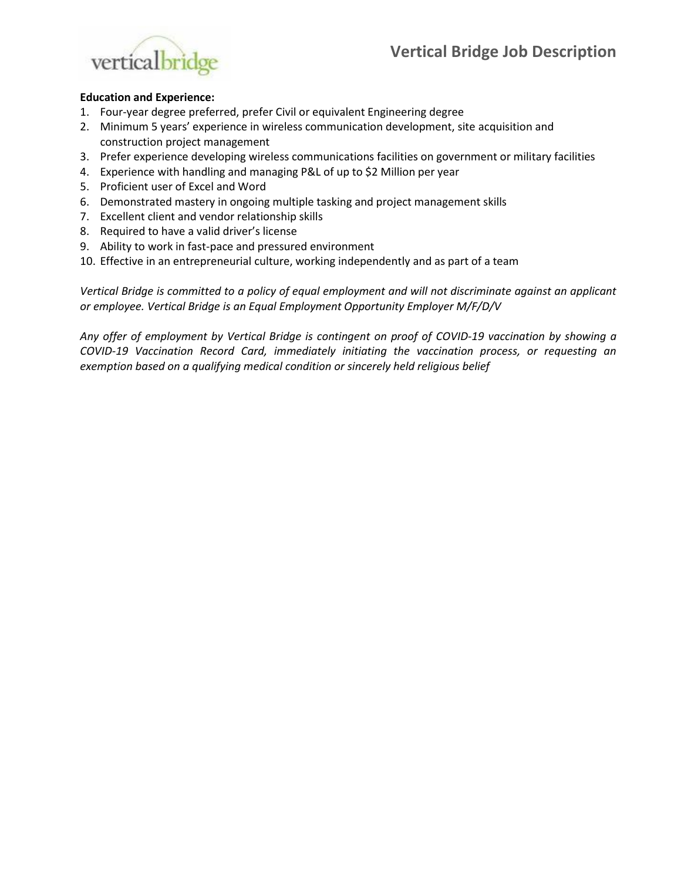**Education and Experience:**

1. Four-year degree preferred, prefer Civil or equivalent Engineering degree
2. Minimum 5 years' experience in wireless communication development, site acquisition and construction project management
3. Prefer experience developing wireless communications facilities on government or military facilities
4. Experience with handling and managing P&L of up to $2 Million per year
5. Proficient user of Excel and Word
6. Demonstrated mastery in ongoing multiple tasking and project management skills
7. Excellent client and vendor relationship skills
8. Required to have a valid driver's license
9. Ability to work in fast-pace and pressured environment
10. Effective in an entrepreneurial culture, working independently and as part of a team

*Vertical Bridge is committed to a policy of equal employment and will not discriminate against an applicant or employee. Vertical Bridge is an Equal Employment Opportunity Employer M/F/D/V*

*Any offer of employment by Vertical Bridge is contingent on proof of COVID-19 vaccination by showing a COVID-19 Vaccination Record Card, immediately initiating the vaccination process, or requesting an exemption based on a qualifying medical condition or sincerely held religious belief*